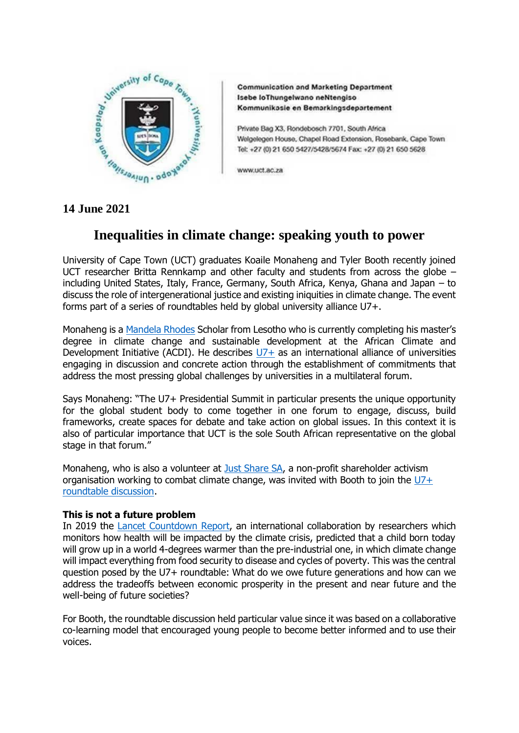Communication and Marketing Department
Isebe loThungelwano neNtengiso
Kommunikasie en Bemarkingsdepartement

Private Bag X3, Rondebosch 7701, South Africa
Welgelegen House, Chapel Road Extension, Rosebank, Cape Town
Tel: +27 (0) 21 650 5427/5428/5674 Fax: +27 (0) 21 650 5628

www.uct.ac.za

**14 June 2021**

# Inequalities in climate change: speaking youth to power

University of Cape Town (UCT) graduates Koaile Monaheng and Tyler Booth recently joined UCT researcher Britta Rennkamp and other faculty and students from across the globe – including United States, Italy, France, Germany, South Africa, Kenya, Ghana and Japan – to discuss the role of intergenerational justice and existing iniquities in climate change. The event forms part of a series of roundtables held by global university alliance U7+.

Monaheng is a Mandela Rhodes Scholar from Lesotho who is currently completing his master's degree in climate change and sustainable development at the African Climate and Development Initiative (ACDI). He describes U7+ as an international alliance of universities engaging in discussion and concrete action through the establishment of commitments that address the most pressing global challenges by universities in a multilateral forum.

Says Monaheng: "The U7+ Presidential Summit in particular presents the unique opportunity for the global student body to come together in one forum to engage, discuss, build frameworks, create spaces for debate and take action on global issues. In this context it is also of particular importance that UCT is the sole South African representative on the global stage in that forum."

Monaheng, who is also a volunteer at Just Share SA, a non-profit shareholder activism organisation working to combat climate change, was invited with Booth to join the U7+ roundtable discussion.

**This is not a future problem**

In 2019 the Lancet Countdown Report, an international collaboration by researchers which monitors how health will be impacted by the climate crisis, predicted that a child born today will grow up in a world 4-degrees warmer than the pre-industrial one, in which climate change will impact everything from food security to disease and cycles of poverty. This was the central question posed by the U7+ roundtable: What do we owe future generations and how can we address the tradeoffs between economic prosperity in the present and near future and the well-being of future societies?

For Booth, the roundtable discussion held particular value since it was based on a collaborative co-learning model that encouraged young people to become better informed and to use their voices.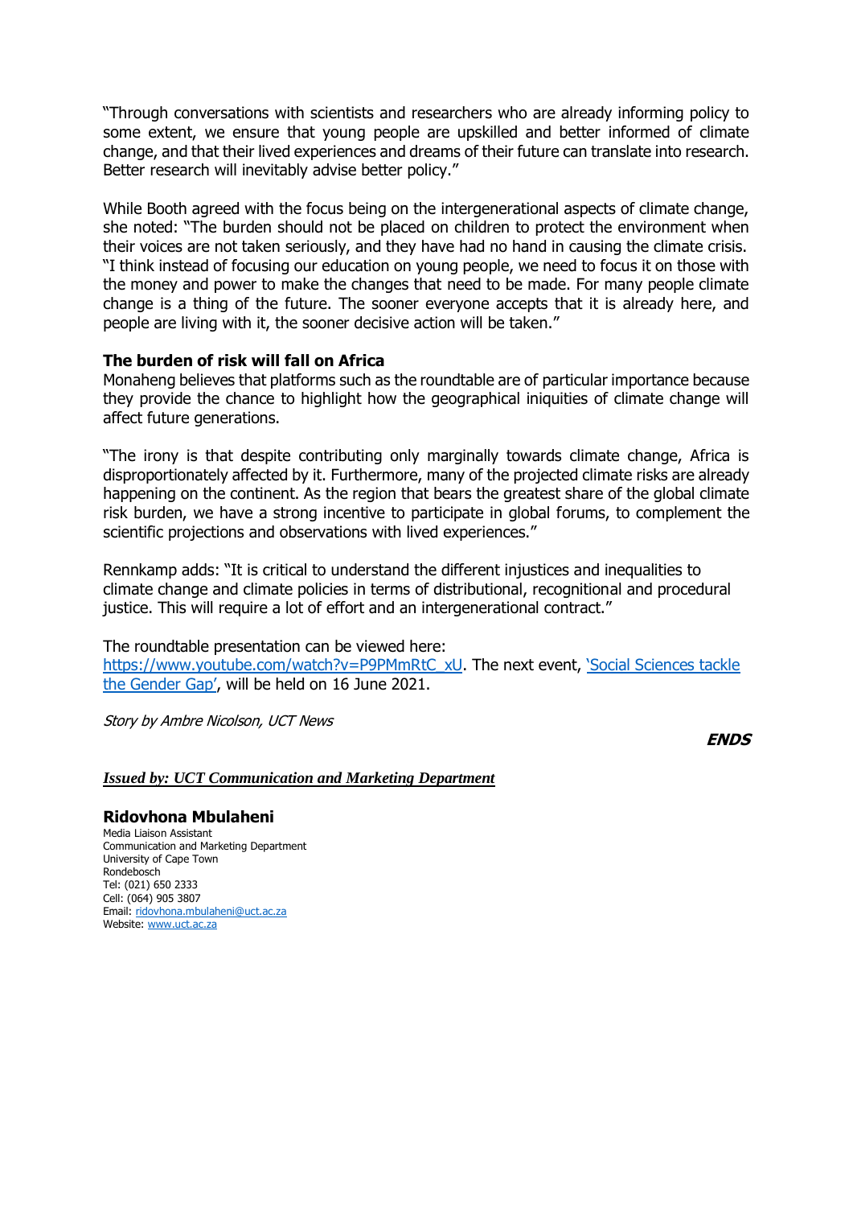"Through conversations with scientists and researchers who are already informing policy to some extent, we ensure that young people are upskilled and better informed of climate change, and that their lived experiences and dreams of their future can translate into research. Better research will inevitably advise better policy."

While Booth agreed with the focus being on the intergenerational aspects of climate change, she noted: "The burden should not be placed on children to protect the environment when their voices are not taken seriously, and they have had no hand in causing the climate crisis. "I think instead of focusing our education on young people, we need to focus it on those with the money and power to make the changes that need to be made. For many people climate change is a thing of the future. The sooner everyone accepts that it is already here, and people are living with it, the sooner decisive action will be taken."

**The burden of risk will fall on Africa**

Monaheng believes that platforms such as the roundtable are of particular importance because they provide the chance to highlight how the geographical iniquities of climate change will affect future generations.

"The irony is that despite contributing only marginally towards climate change, Africa is disproportionately affected by it. Furthermore, many of the projected climate risks are already happening on the continent. As the region that bears the greatest share of the global climate risk burden, we have a strong incentive to participate in global forums, to complement the scientific projections and observations with lived experiences."

Rennkamp adds: "It is critical to understand the different injustices and inequalities to climate change and climate policies in terms of distributional, recognitional and procedural justice. This will require a lot of effort and an intergenerational contract."

The roundtable presentation can be viewed here: https://www.youtube.com/watch?v=P9PMmRtC_xU. The next event, 'Social Sciences tackle the Gender Gap', will be held on 16 June 2021.

*Story by Ambre Nicolson, UCT News*

***ENDS***

***Issued by: UCT Communication and Marketing Department***

**Ridovhona Mbulaheni**
Media Liaison Assistant
Communication and Marketing Department
University of Cape Town
Rondebosch
Tel: (021) 650 2333
Cell: (064) 905 3807
Email: ridovhona.mbulaheni@uct.ac.za
Website: www.uct.ac.za